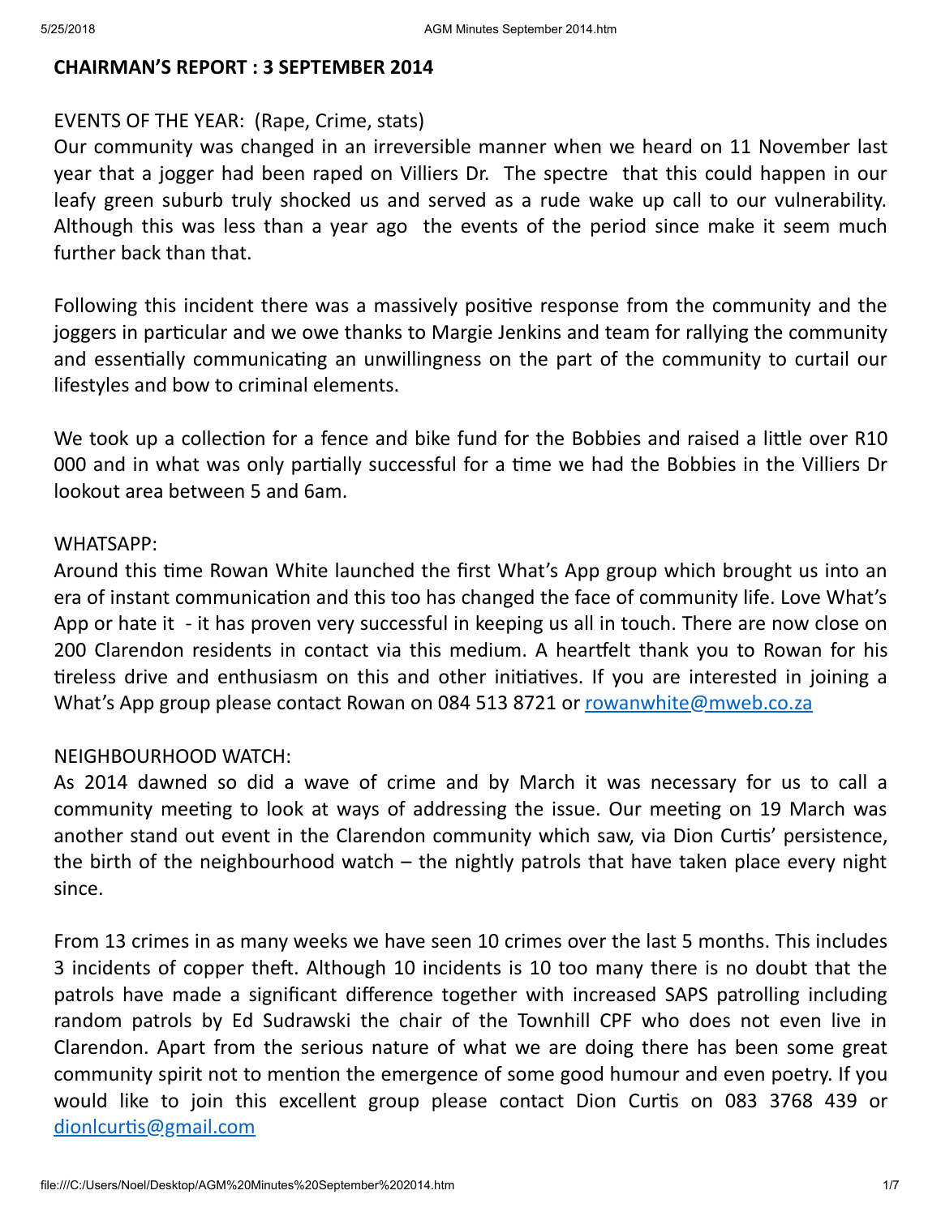## CHAIRMAN'S REPORT : 3 SEPTEMBER 2014

EVENTS OF THE YEAR: (Rape, Crime, stats)

Our community was changed in an irreversible manner when we heard on 11 November last year that a jogger had been raped on Villiers Dr. The spectre that this could happen in our leafy green suburb truly shocked us and served as a rude wake up call to our vulnerability. Although this was less than a year ago the events of the period since make it seem much further back than that.

Following this incident there was a massively positive response from the community and the joggers in particular and we owe thanks to Margie Jenkins and team for rallying the community and essentially communicating an unwillingness on the part of the community to curtail our lifestyles and bow to criminal elements.

We took up a collection for a fence and bike fund for the Bobbies and raised a little over R10 000 and in what was only partially successful for a time we had the Bobbies in the Villiers Dr lookout area between 5 and 6am.

WHATSAPP:

Around this time Rowan White launched the first What's App group which brought us into an era of instant communication and this too has changed the face of community life. Love What's App or hate it - it has proven very successful in keeping us all in touch. There are now close on 200 Clarendon residents in contact via this medium. A heartfelt thank you to Rowan for his tireless drive and enthusiasm on this and other initiatives. If you are interested in joining a What's App group please contact Rowan on 084 513 8721 or rowanwhite@mweb.co.za

NEIGHBOURHOOD WATCH:

As 2014 dawned so did a wave of crime and by March it was necessary for us to call a community meeting to look at ways of addressing the issue. Our meeting on 19 March was another stand out event in the Clarendon community which saw, via Dion Curtis' persistence, the birth of the neighbourhood watch – the nightly patrols that have taken place every night since.

From 13 crimes in as many weeks we have seen 10 crimes over the last 5 months. This includes 3 incidents of copper theft. Although 10 incidents is 10 too many there is no doubt that the patrols have made a significant difference together with increased SAPS patrolling including random patrols by Ed Sudrawski the chair of the Townhill CPF who does not even live in Clarendon. Apart from the serious nature of what we are doing there has been some great community spirit not to mention the emergence of some good humour and even poetry. If you would like to join this excellent group please contact Dion Curtis on 083 3768 439 or dionlcurtis@gmail.com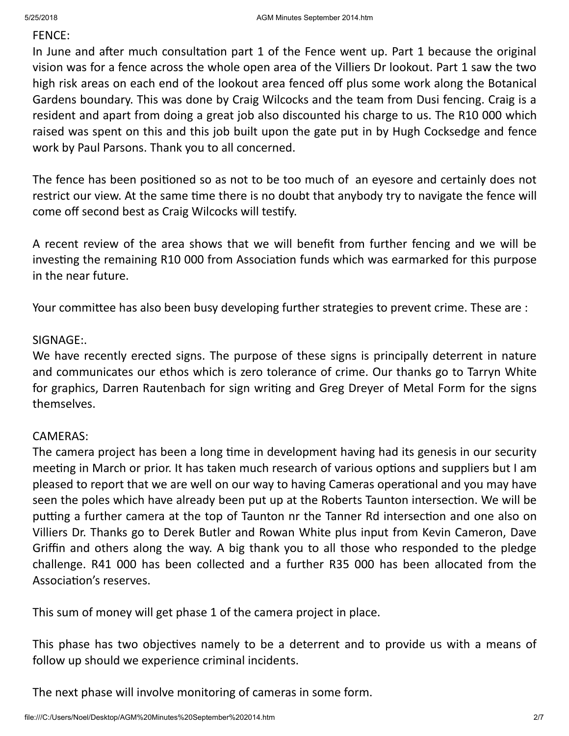FENCE:

In June and after much consultation part 1 of the Fence went up. Part 1 because the original vision was for a fence across the whole open area of the Villiers Dr lookout. Part 1 saw the two high risk areas on each end of the lookout area fenced off plus some work along the Botanical Gardens boundary. This was done by Craig Wilcocks and the team from Dusi fencing. Craig is a resident and apart from doing a great job also discounted his charge to us. The R10 000 which raised was spent on this and this job built upon the gate put in by Hugh Cocksedge and fence work by Paul Parsons. Thank you to all concerned.

The fence has been positioned so as not to be too much of an eyesore and certainly does not restrict our view. At the same time there is no doubt that anybody try to navigate the fence will come off second best as Craig Wilcocks will testify.

A recent review of the area shows that we will benefit from further fencing and we will be investing the remaining R10 000 from Association funds which was earmarked for this purpose in the near future.

Your committee has also been busy developing further strategies to prevent crime. These are :

SIGNAGE:.

We have recently erected signs. The purpose of these signs is principally deterrent in nature and communicates our ethos which is zero tolerance of crime. Our thanks go to Tarryn White for graphics, Darren Rautenbach for sign writing and Greg Dreyer of Metal Form for the signs themselves.

CAMERAS:

The camera project has been a long time in development having had its genesis in our security meeting in March or prior. It has taken much research of various options and suppliers but I am pleased to report that we are well on our way to having Cameras operational and you may have seen the poles which have already been put up at the Roberts Taunton intersection. We will be putting a further camera at the top of Taunton nr the Tanner Rd intersection and one also on Villiers Dr. Thanks go to Derek Butler and Rowan White plus input from Kevin Cameron, Dave Griffin and others along the way. A big thank you to all those who responded to the pledge challenge. R41 000 has been collected and a further R35 000 has been allocated from the Association's reserves.

This sum of money will get phase 1 of the camera project in place.

This phase has two objectives namely to be a deterrent and to provide us with a means of follow up should we experience criminal incidents.

The next phase will involve monitoring of cameras in some form.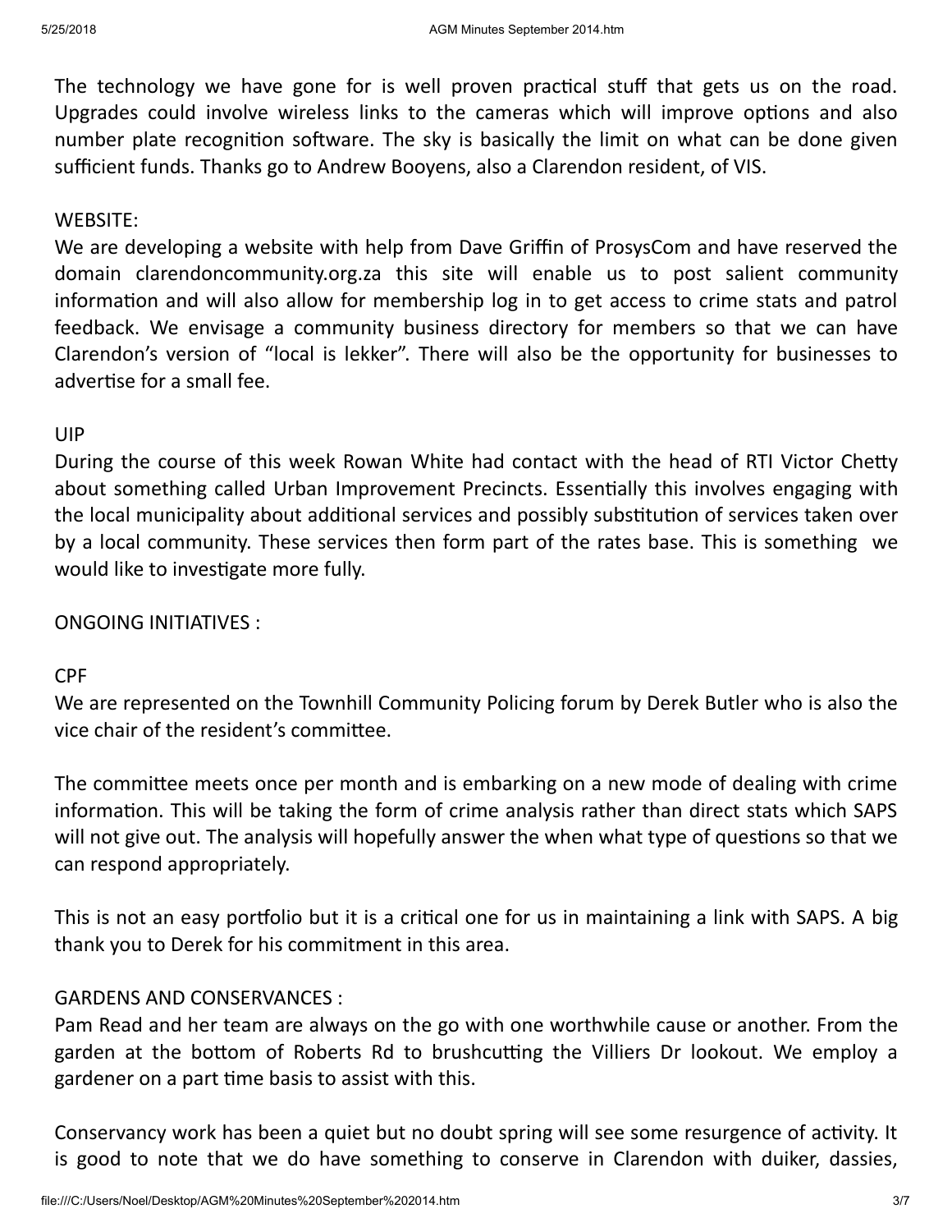The technology we have gone for is well proven practical stuff that gets us on the road. Upgrades could involve wireless links to the cameras which will improve options and also number plate recognition software. The sky is basically the limit on what can be done given sufficient funds. Thanks go to Andrew Booyens, also a Clarendon resident, of VIS.

WEBSITE:
We are developing a website with help from Dave Griffin of ProsysCom and have reserved the domain clarendoncommunity.org.za this site will enable us to post salient community information and will also allow for membership log in to get access to crime stats and patrol feedback. We envisage a community business directory for members so that we can have Clarendon's version of "local is lekker". There will also be the opportunity for businesses to advertise for a small fee.

UIP
During the course of this week Rowan White had contact with the head of RTI Victor Chetty about something called Urban Improvement Precincts. Essentially this involves engaging with the local municipality about additional services and possibly substitution of services taken over by a local community. These services then form part of the rates base. This is something we would like to investigate more fully.

ONGOING INITIATIVES :

CPF
We are represented on the Townhill Community Policing forum by Derek Butler who is also the vice chair of the resident's committee.

The committee meets once per month and is embarking on a new mode of dealing with crime information. This will be taking the form of crime analysis rather than direct stats which SAPS will not give out. The analysis will hopefully answer the when what type of questions so that we can respond appropriately.

This is not an easy portfolio but it is a critical one for us in maintaining a link with SAPS. A big thank you to Derek for his commitment in this area.

GARDENS AND CONSERVANCES :
Pam Read and her team are always on the go with one worthwhile cause or another. From the garden at the bottom of Roberts Rd to brushcutting the Villiers Dr lookout. We employ a gardener on a part time basis to assist with this.

Conservancy work has been a quiet but no doubt spring will see some resurgence of activity. It is good to note that we do have something to conserve in Clarendon with duiker, dassies,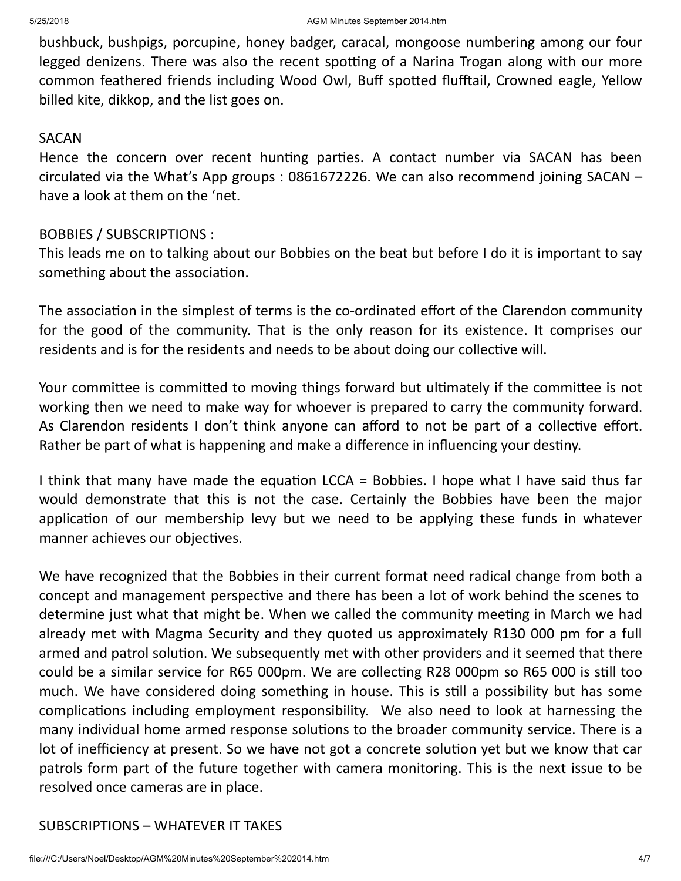bushbuck, bushpigs, porcupine, honey badger, caracal, mongoose numbering among our four legged denizens. There was also the recent spotting of a Narina Trogan along with our more common feathered friends including Wood Owl, Buff spotted flufftail, Crowned eagle, Yellow billed kite, dikkop, and the list goes on.

SACAN

Hence the concern over recent hunting parties. A contact number via SACAN has been circulated via the What's App groups : 0861672226. We can also recommend joining SACAN – have a look at them on the 'net.

BOBBIES / SUBSCRIPTIONS :

This leads me on to talking about our Bobbies on the beat but before I do it is important to say something about the association.

The association in the simplest of terms is the co-ordinated effort of the Clarendon community for the good of the community. That is the only reason for its existence. It comprises our residents and is for the residents and needs to be about doing our collective will.

Your committee is committed to moving things forward but ultimately if the committee is not working then we need to make way for whoever is prepared to carry the community forward. As Clarendon residents I don't think anyone can afford to not be part of a collective effort. Rather be part of what is happening and make a difference in influencing your destiny.

I think that many have made the equation LCCA = Bobbies. I hope what I have said thus far would demonstrate that this is not the case. Certainly the Bobbies have been the major application of our membership levy but we need to be applying these funds in whatever manner achieves our objectives.

We have recognized that the Bobbies in their current format need radical change from both a concept and management perspective and there has been a lot of work behind the scenes to determine just what that might be. When we called the community meeting in March we had already met with Magma Security and they quoted us approximately R130 000 pm for a full armed and patrol solution. We subsequently met with other providers and it seemed that there could be a similar service for R65 000pm. We are collecting R28 000pm so R65 000 is still too much. We have considered doing something in house. This is still a possibility but has some complications including employment responsibility. We also need to look at harnessing the many individual home armed response solutions to the broader community service. There is a lot of inefficiency at present. So we have not got a concrete solution yet but we know that car patrols form part of the future together with camera monitoring. This is the next issue to be resolved once cameras are in place.

SUBSCRIPTIONS – WHATEVER IT TAKES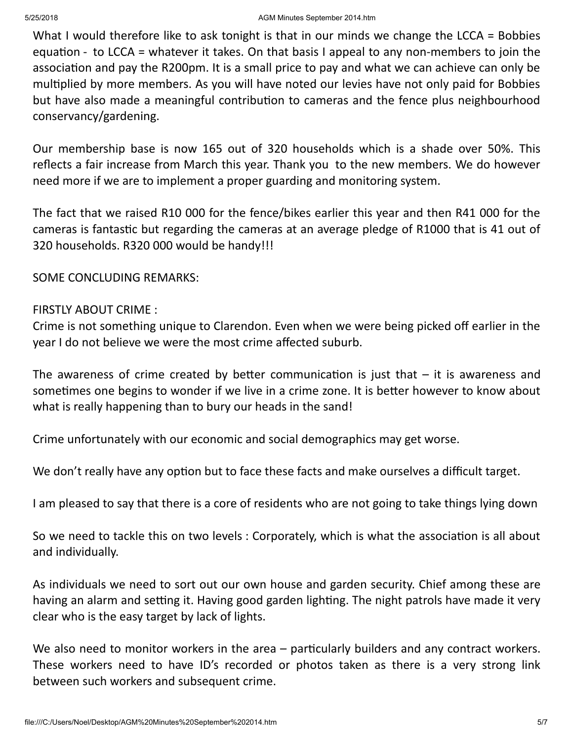What I would therefore like to ask tonight is that in our minds we change the LCCA = Bobbies equation - to LCCA = whatever it takes. On that basis I appeal to any non-members to join the association and pay the R200pm. It is a small price to pay and what we can achieve can only be multiplied by more members. As you will have noted our levies have not only paid for Bobbies but have also made a meaningful contribution to cameras and the fence plus neighbourhood conservancy/gardening.

Our membership base is now 165 out of 320 households which is a shade over 50%. This reflects a fair increase from March this year. Thank you to the new members. We do however need more if we are to implement a proper guarding and monitoring system.

The fact that we raised R10 000 for the fence/bikes earlier this year and then R41 000 for the cameras is fantastic but regarding the cameras at an average pledge of R1000 that is 41 out of 320 households. R320 000 would be handy!!!

SOME CONCLUDING REMARKS:

FIRSTLY ABOUT CRIME :
Crime is not something unique to Clarendon. Even when we were being picked off earlier in the year I do not believe we were the most crime affected suburb.

The awareness of crime created by better communication is just that – it is awareness and sometimes one begins to wonder if we live in a crime zone. It is better however to know about what is really happening than to bury our heads in the sand!

Crime unfortunately with our economic and social demographics may get worse.

We don't really have any option but to face these facts and make ourselves a difficult target.

I am pleased to say that there is a core of residents who are not going to take things lying down

So we need to tackle this on two levels : Corporately, which is what the association is all about and individually.

As individuals we need to sort out our own house and garden security. Chief among these are having an alarm and setting it. Having good garden lighting. The night patrols have made it very clear who is the easy target by lack of lights.

We also need to monitor workers in the area – particularly builders and any contract workers. These workers need to have ID's recorded or photos taken as there is a very strong link between such workers and subsequent crime.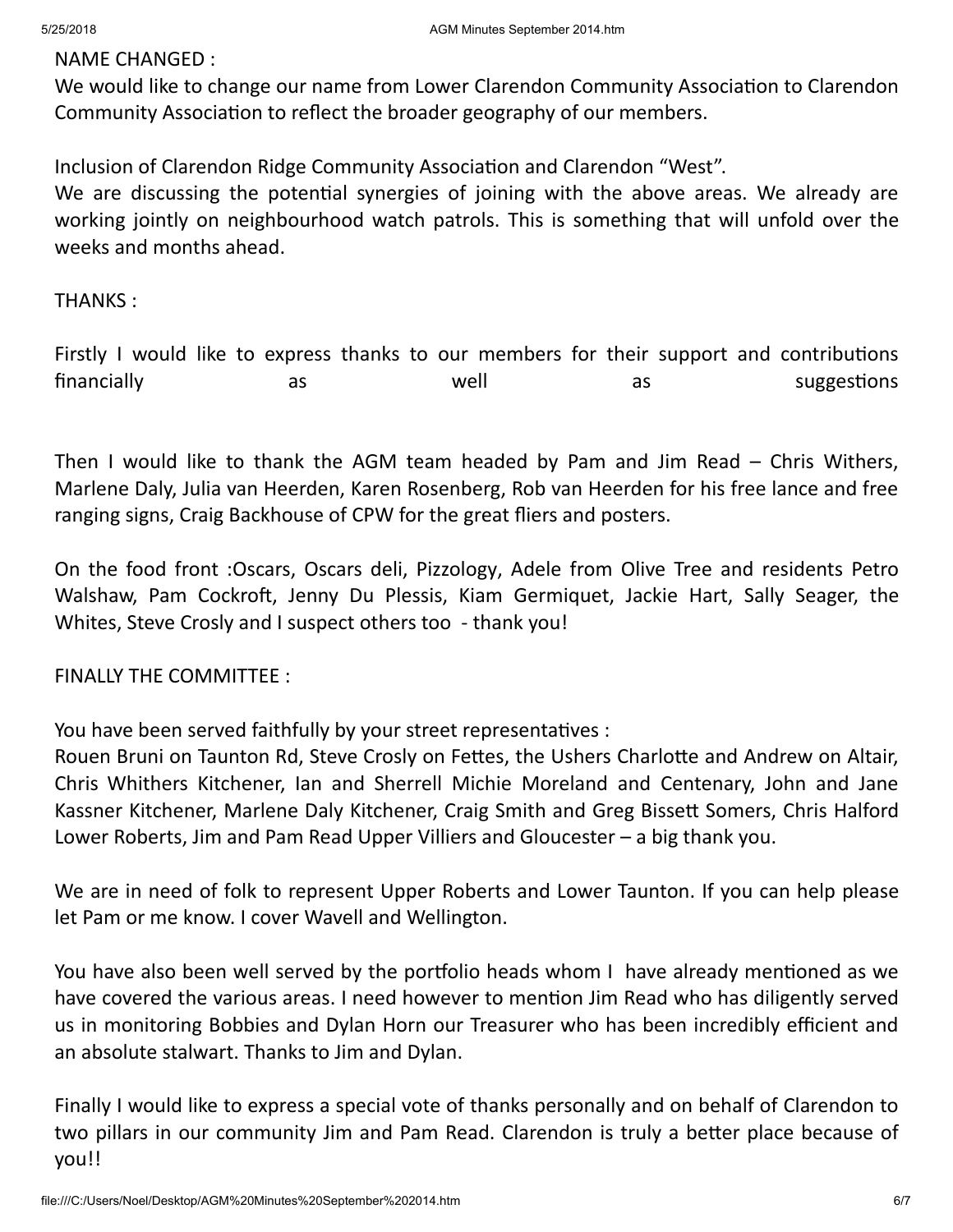NAME CHANGED :

We would like to change our name from Lower Clarendon Community Association to Clarendon Community Association to reflect the broader geography of our members.

Inclusion of Clarendon Ridge Community Association and Clarendon "West".

We are discussing the potential synergies of joining with the above areas. We already are working jointly on neighbourhood watch patrols. This is something that will unfold over the weeks and months ahead.

THANKS :

Firstly I would like to express thanks to our members for their support and contributions financially as well as suggestions

Then I would like to thank the AGM team headed by Pam and Jim Read – Chris Withers, Marlene Daly, Julia van Heerden, Karen Rosenberg, Rob van Heerden for his free lance and free ranging signs, Craig Backhouse of CPW for the great fliers and posters.

On the food front :Oscars, Oscars deli, Pizzology, Adele from Olive Tree and residents Petro Walshaw, Pam Cockroft, Jenny Du Plessis, Kiam Germiquet, Jackie Hart, Sally Seager, the Whites, Steve Crosly and I suspect others too - thank you!

FINALLY THE COMMITTEE :

You have been served faithfully by your street representatives :

Rouen Bruni on Taunton Rd, Steve Crosly on Fettes, the Ushers Charlotte and Andrew on Altair, Chris Whithers Kitchener, Ian and Sherrell Michie Moreland and Centenary, John and Jane Kassner Kitchener, Marlene Daly Kitchener, Craig Smith and Greg Bissett Somers, Chris Halford Lower Roberts, Jim and Pam Read Upper Villiers and Gloucester – a big thank you.

We are in need of folk to represent Upper Roberts and Lower Taunton. If you can help please let Pam or me know. I cover Wavell and Wellington.

You have also been well served by the portfolio heads whom I have already mentioned as we have covered the various areas. I need however to mention Jim Read who has diligently served us in monitoring Bobbies and Dylan Horn our Treasurer who has been incredibly efficient and an absolute stalwart. Thanks to Jim and Dylan.

Finally I would like to express a special vote of thanks personally and on behalf of Clarendon to two pillars in our community Jim and Pam Read. Clarendon is truly a better place because of you!!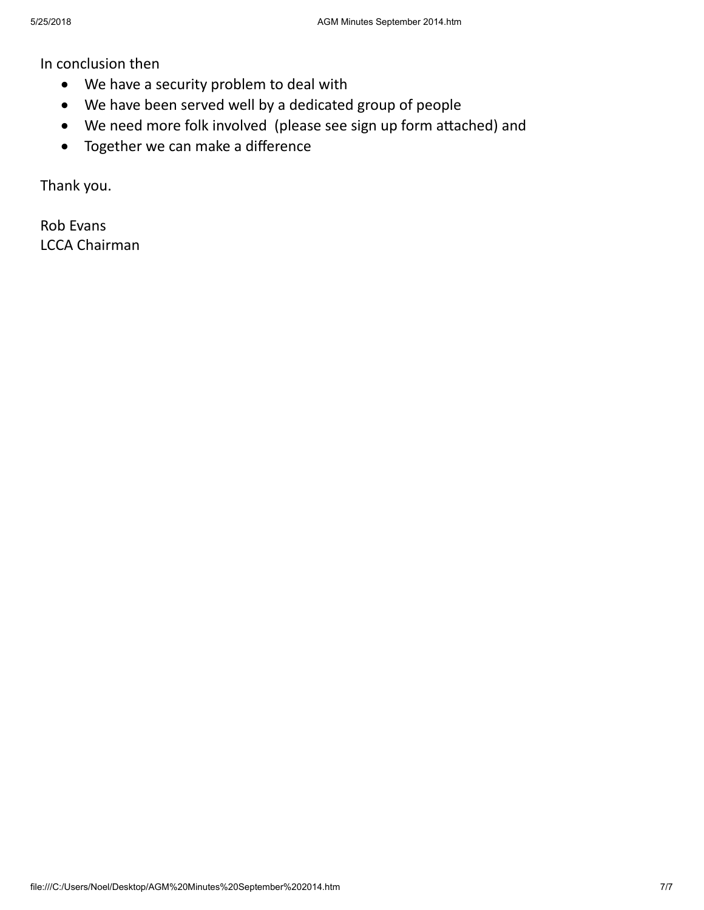In conclusion then

- We have a security problem to deal with
- We have been served well by a dedicated group of people
- We need more folk involved  (please see sign up form attached) and
- Together we can make a difference

Thank you.

Rob Evans
LCCA Chairman